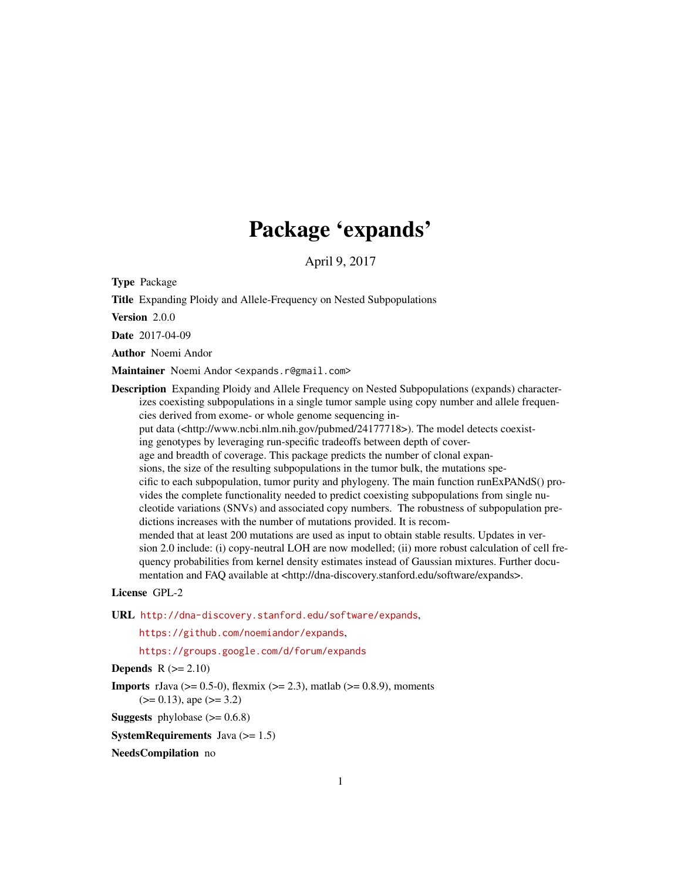# Package 'expands'

April 9, 2017

**Type** Package

**Title** Expanding Ploidy and Allele-Frequency on Nested Subpopulations

**Version** 2.0.0

**Date** 2017-04-09

**Author** Noemi Andor

**Maintainer** Noemi Andor <expands.r@gmail.com>

**Description** Expanding Ploidy and Allele Frequency on Nested Subpopulations (expands) characterizes coexisting subpopulations in a single tumor sample using copy number and allele frequencies derived from exome- or whole genome sequencing input data (<http://www.ncbi.nlm.nih.gov/pubmed/24177718>). The model detects coexisting genotypes by leveraging run-specific tradeoffs between depth of coverage and breadth of coverage. This package predicts the number of clonal expansions, the size of the resulting subpopulations in the tumor bulk, the mutations specific to each subpopulation, tumor purity and phylogeny. The main function runExPANdS() provides the complete functionality needed to predict coexisting subpopulations from single nucleotide variations (SNVs) and associated copy numbers. The robustness of subpopulation predictions increases with the number of mutations provided. It is recommended that at least 200 mutations are used as input to obtain stable results. Updates in version 2.0 include: (i) copy-neutral LOH are now modelled; (ii) more robust calculation of cell frequency probabilities from kernel density estimates instead of Gaussian mixtures. Further documentation and FAQ available at <http://dna-discovery.stanford.edu/software/expands>.

**License** GPL-2

**URL** http://dna-discovery.stanford.edu/software/expands,
https://github.com/noemiandor/expands,
https://groups.google.com/d/forum/expands

**Depends** R (>= 2.10)

**Imports** rJava (>= 0.5-0), flexmix (>= 2.3), matlab (>= 0.8.9), moments (>= 0.13), ape (>= 3.2)

**Suggests** phylobase (>= 0.6.8)

**SystemRequirements** Java (>= 1.5)

**NeedsCompilation** no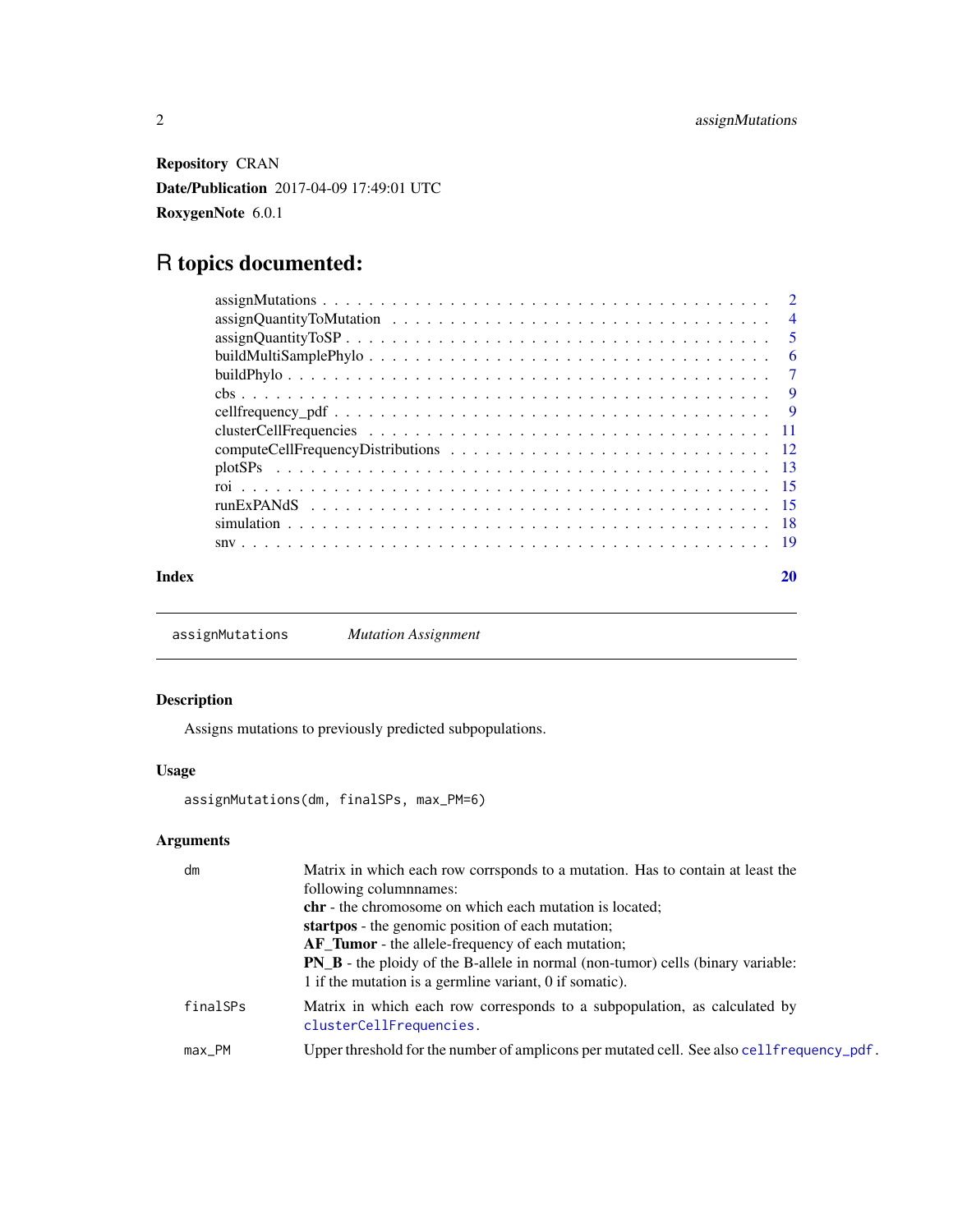**Repository** CRAN

**Date/Publication** 2017-04-09 17:49:01 UTC

**RoxygenNote** 6.0.1

# R topics documented:

| | |
|---|---|
| assignMutations | 2 |
| assignQuantityToMutation | 4 |
| assignQuantityToSP | 5 |
| buildMultiSamplePhylo | 6 |
| buildPhylo | 7 |
| cbs | 9 |
| cellfrequency_pdf | 9 |
| clusterCellFrequencies | 11 |
| computeCellFrequencyDistributions | 12 |
| plotSPs | 13 |
| roi | 15 |
| runExPANdS | 15 |
| simulation | 18 |
| snv | 19 |
| **Index** | **20** |

---

`assignMutations` *Mutation Assignment*

---

## Description

Assigns mutations to previously predicted subpopulations.

## Usage

```
assignMutations(dm, finalSPs, max_PM=6)
```

## Arguments

| | |
|---|---|
| `dm` | Matrix in which each row corrsponds to a mutation. Has to contain at least the following columnnames:<br>**chr** - the chromosome on which each mutation is located;<br>**startpos** - the genomic position of each mutation;<br>**AF_Tumor** - the allele-frequency of each mutation;<br>**PN_B** - the ploidy of the B-allele in normal (non-tumor) cells (binary variable: 1 if the mutation is a germline variant, 0 if somatic). |
| `finalSPs` | Matrix in which each row corresponds to a subpopulation, as calculated by `clusterCellFrequencies`. |
| `max_PM` | Upper threshold for the number of amplicons per mutated cell. See also `cellfrequency_pdf`. |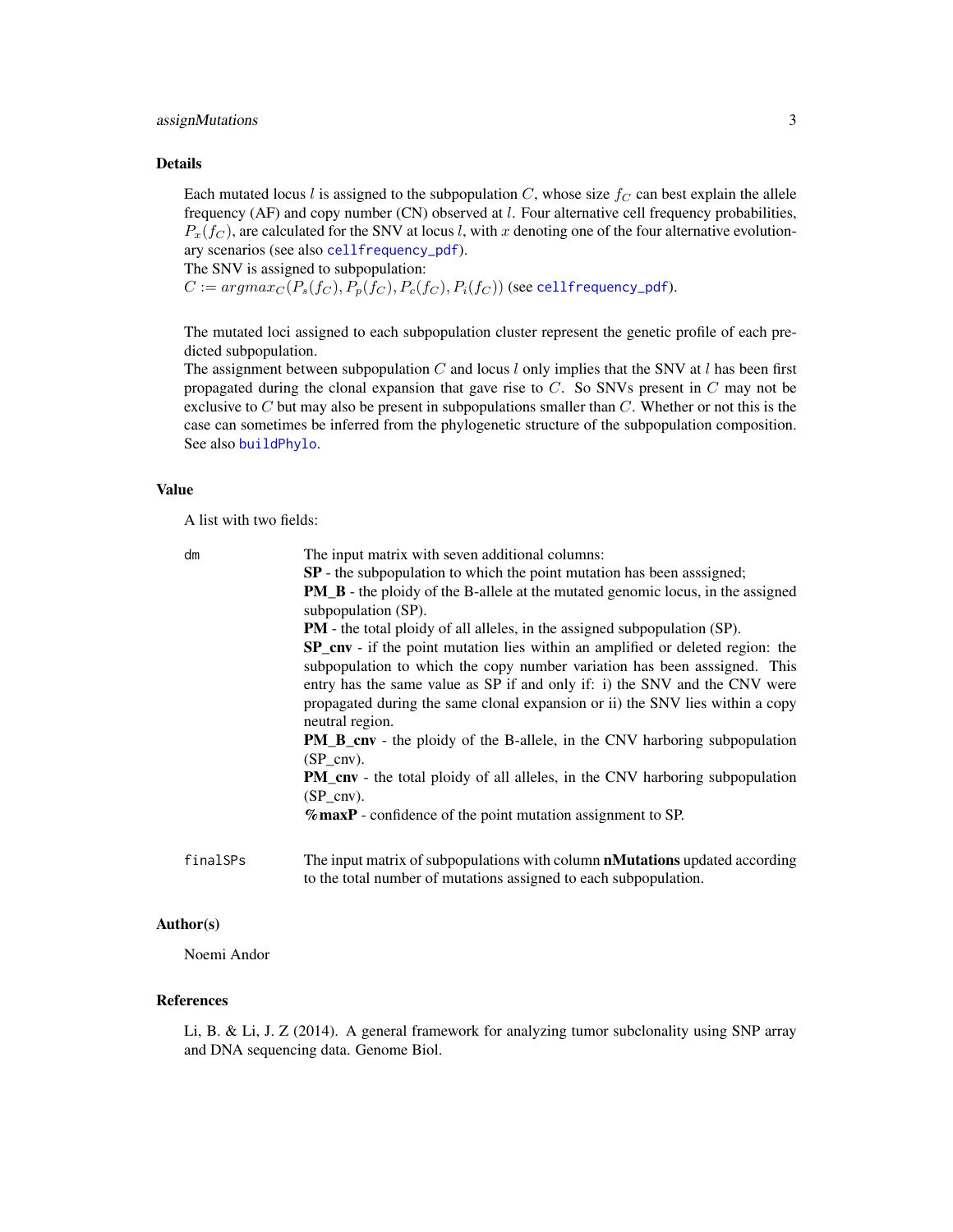## Details

Each mutated locus $l$ is assigned to the subpopulation $C$, whose size $f_C$ can best explain the allele frequency (AF) and copy number (CN) observed at $l$. Four alternative cell frequency probabilities, $P_x(f_C)$, are calculated for the SNV at locus $l$, with $x$ denoting one of the four alternative evolutionary scenarios (see also cellfrequency_pdf).
The SNV is assigned to subpopulation:
$C := argmax_C(P_s(f_C), P_p(f_C), P_c(f_C), P_i(f_C))$ (see cellfrequency_pdf).

The mutated loci assigned to each subpopulation cluster represent the genetic profile of each predicted subpopulation.
The assignment between subpopulation $C$ and locus $l$ only implies that the SNV at $l$ has been first propagated during the clonal expansion that gave rise to $C$. So SNVs present in $C$ may not be exclusive to $C$ but may also be present in subpopulations smaller than $C$. Whether or not this is the case can sometimes be inferred from the phylogenetic structure of the subpopulation composition. See also buildPhylo.

## Value

A list with two fields:

`dm` The input matrix with seven additional columns:
**SP** - the subpopulation to which the point mutation has been asssigned;
**PM_B** - the ploidy of the B-allele at the mutated genomic locus, in the assigned subpopulation (SP).
**PM** - the total ploidy of all alleles, in the assigned subpopulation (SP).
**SP_cnv** - if the point mutation lies within an amplified or deleted region: the subpopulation to which the copy number variation has been asssigned. This entry has the same value as SP if and only if: i) the SNV and the CNV were propagated during the same clonal expansion or ii) the SNV lies within a copy neutral region.
**PM_B_cnv** - the ploidy of the B-allele, in the CNV harboring subpopulation (SP_cnv).
**PM_cnv** - the total ploidy of all alleles, in the CNV harboring subpopulation (SP_cnv).
**%maxP** - confidence of the point mutation assignment to SP.

`finalSPs` The input matrix of subpopulations with column **nMutations** updated according to the total number of mutations assigned to each subpopulation.

## Author(s)

Noemi Andor

## References

Li, B. & Li, J. Z (2014). A general framework for analyzing tumor subclonality using SNP array and DNA sequencing data. Genome Biol.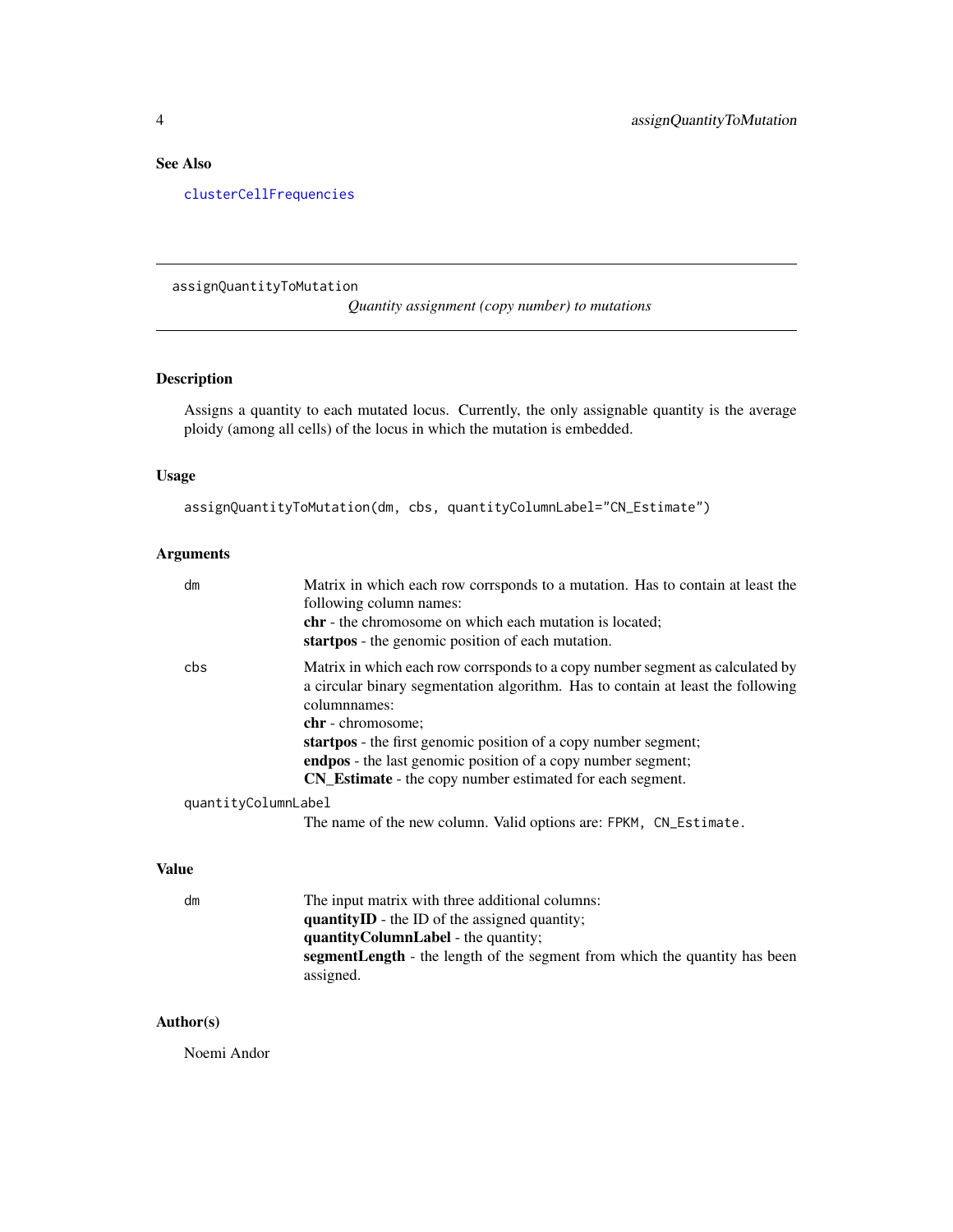### See Also

`clusterCellFrequencies`

---

## assignQuantityToMutation

*Quantity assignment (copy number) to mutations*

---

### Description

Assigns a quantity to each mutated locus. Currently, the only assignable quantity is the average ploidy (among all cells) of the locus in which the mutation is embedded.

### Usage

```
assignQuantityToMutation(dm, cbs, quantityColumnLabel="CN_Estimate")
```

### Arguments

`dm` — Matrix in which each row corrsponds to a mutation. Has to contain at least the following column names:
**chr** - the chromosome on which each mutation is located;
**startpos** - the genomic position of each mutation.

`cbs` — Matrix in which each row corrsponds to a copy number segment as calculated by a circular binary segmentation algorithm. Has to contain at least the following columnnames:
**chr** - chromosome;
**startpos** - the first genomic position of a copy number segment;
**endpos** - the last genomic position of a copy number segment;
**CN_Estimate** - the copy number estimated for each segment.

`quantityColumnLabel` — The name of the new column. Valid options are: `FPKM, CN_Estimate`.

### Value

`dm` — The input matrix with three additional columns:
**quantityID** - the ID of the assigned quantity;
**quantityColumnLabel** - the quantity;
**segmentLength** - the length of the segment from which the quantity has been assigned.

### Author(s)

Noemi Andor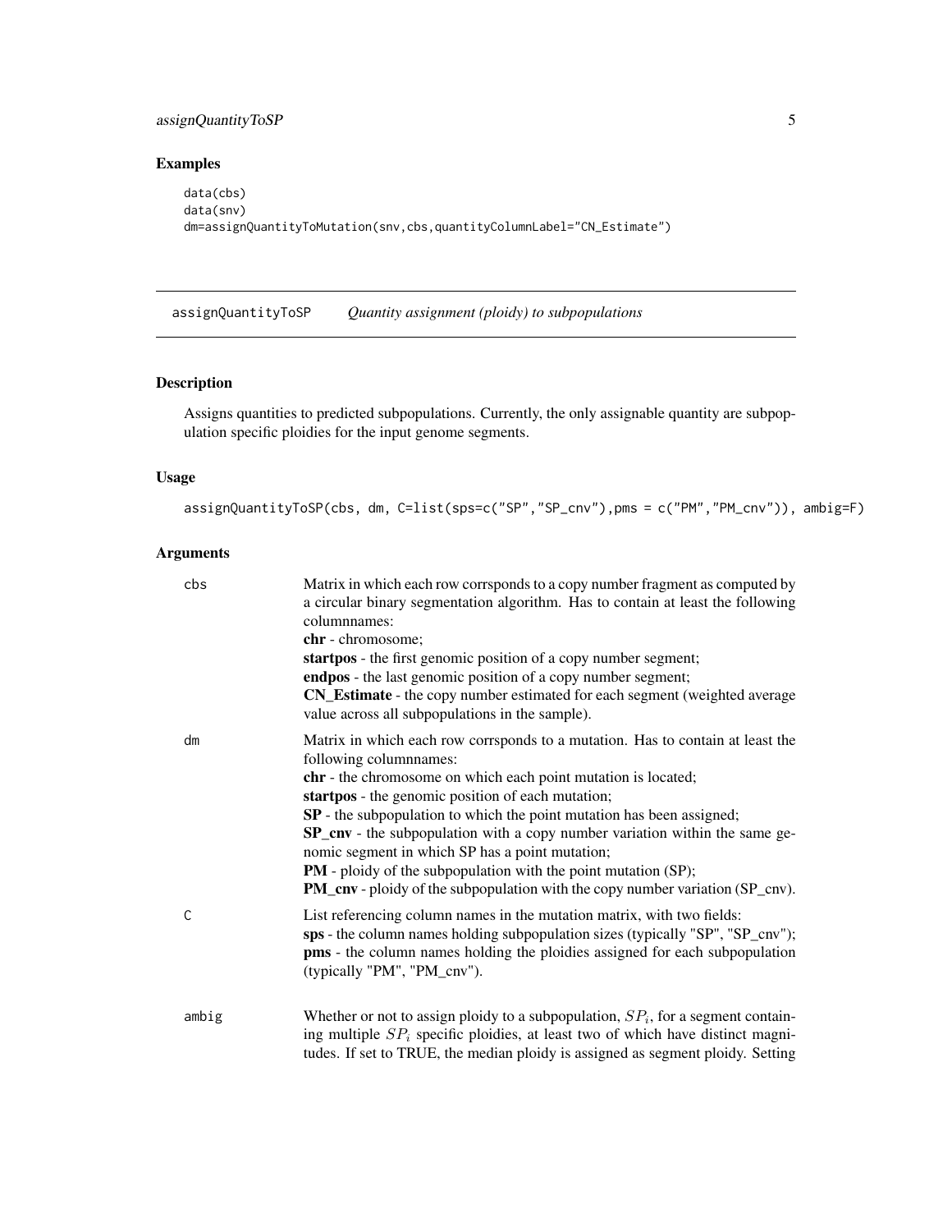## Examples

```
data(cbs)
data(snv)
dm=assignQuantityToMutation(snv,cbs,quantityColumnLabel="CN_Estimate")
```

---

assignQuantityToSP    *Quantity assignment (ploidy) to subpopulations*

---

### Description

Assigns quantities to predicted subpopulations. Currently, the only assignable quantity are subpopulation specific ploidies for the input genome segments.

### Usage

```
assignQuantityToSP(cbs, dm, C=list(sps=c("SP","SP_cnv"),pms = c("PM","PM_cnv")), ambig=F)
```

### Arguments

| | |
|---|---|
| cbs | Matrix in which each row corrsponds to a copy number fragment as computed by a circular binary segmentation algorithm. Has to contain at least the following columnnames:<br>**chr** - chromosome;<br>**startpos** - the first genomic position of a copy number segment;<br>**endpos** - the last genomic position of a copy number segment;<br>**CN_Estimate** - the copy number estimated for each segment (weighted average value across all subpopulations in the sample). |
| dm | Matrix in which each row corrsponds to a mutation. Has to contain at least the following columnnames:<br>**chr** - the chromosome on which each point mutation is located;<br>**startpos** - the genomic position of each mutation;<br>**SP** - the subpopulation to which the point mutation has been assigned;<br>**SP_cnv** - the subpopulation with a copy number variation within the same genomic segment in which SP has a point mutation;<br>**PM** - ploidy of the subpopulation with the point mutation (SP);<br>**PM_cnv** - ploidy of the subpopulation with the copy number variation (SP_cnv). |
| C | List referencing column names in the mutation matrix, with two fields:<br>**sps** - the column names holding subpopulation sizes (typically "SP", "SP_cnv");<br>**pms** - the column names holding the ploidies assigned for each subpopulation (typically "PM", "PM_cnv"). |
| ambig | Whether or not to assign ploidy to a subpopulation, $SP_i$, for a segment containing multiple $SP_i$ specific ploidies, at least two of which have distinct magnitudes. If set to TRUE, the median ploidy is assigned as segment ploidy. Setting |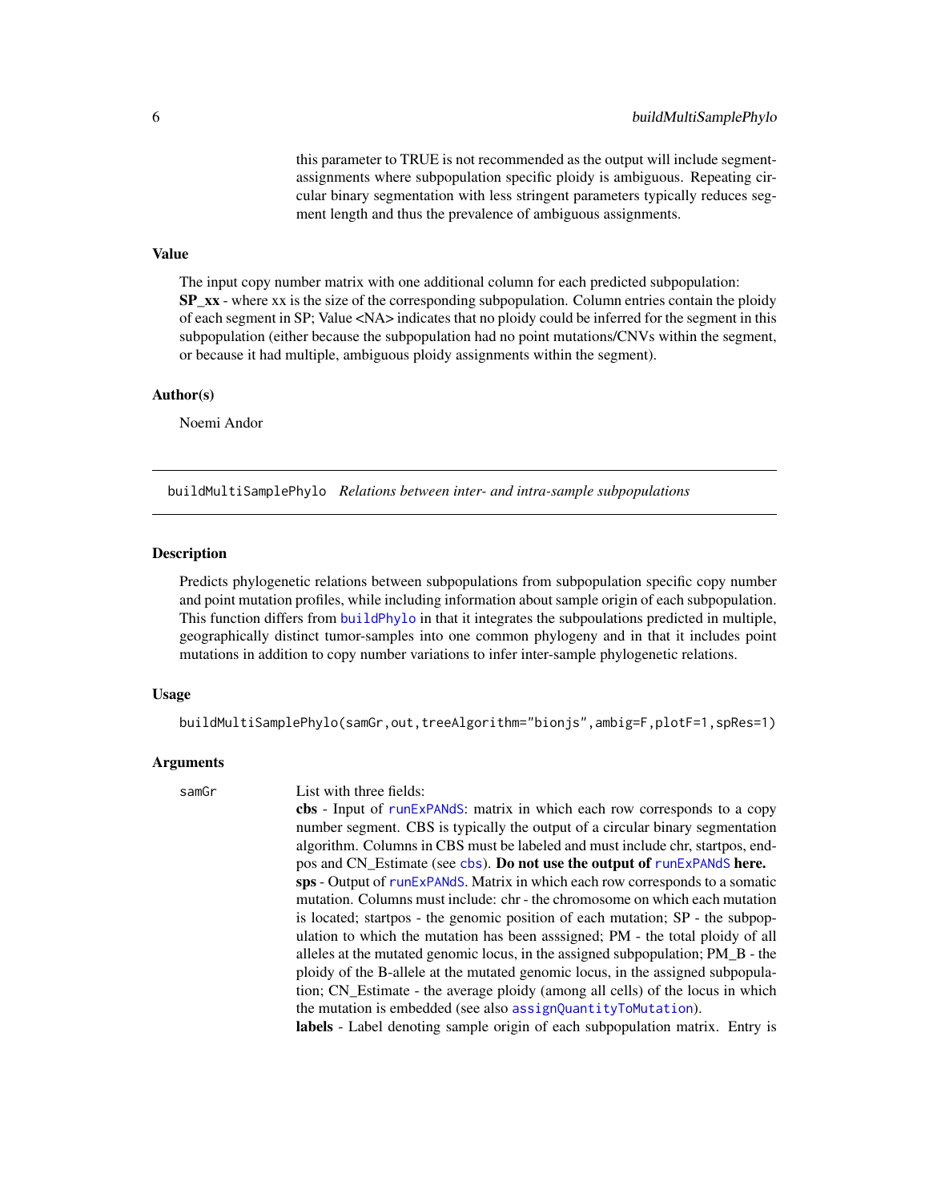this parameter to TRUE is not recommended as the output will include segment-assignments where subpopulation specific ploidy is ambiguous. Repeating circular binary segmentation with less stringent parameters typically reduces segment length and thus the prevalence of ambiguous assignments.

### Value

The input copy number matrix with one additional column for each predicted subpopulation: **SP_xx** - where xx is the size of the corresponding subpopulation. Column entries contain the ploidy of each segment in SP; Value <NA> indicates that no ploidy could be inferred for the segment in this subpopulation (either because the subpopulation had no point mutations/CNVs within the segment, or because it had multiple, ambiguous ploidy assignments within the segment).

### Author(s)

Noemi Andor

---

## buildMultiSamplePhylo *Relations between inter- and intra-sample subpopulations*

### Description

Predicts phylogenetic relations between subpopulations from subpopulation specific copy number and point mutation profiles, while including information about sample origin of each subpopulation. This function differs from `buildPhylo` in that it integrates the subpoulations predicted in multiple, geographically distinct tumor-samples into one common phylogeny and in that it includes point mutations in addition to copy number variations to infer inter-sample phylogenetic relations.

### Usage

```
buildMultiSamplePhylo(samGr,out,treeAlgorithm="bionjs",ambig=F,plotF=1,spRes=1)
```

### Arguments

`samGr` List with three fields:

**cbs** - Input of `runExPANdS`: matrix in which each row corresponds to a copy number segment. CBS is typically the output of a circular binary segmentation algorithm. Columns in CBS must be labeled and must include chr, startpos, endpos and CN_Estimate (see `cbs`). **Do not use the output of `runExPANdS` here.**

**sps** - Output of `runExPANdS`. Matrix in which each row corresponds to a somatic mutation. Columns must include: chr - the chromosome on which each mutation is located; startpos - the genomic position of each mutation; SP - the subpopulation to which the mutation has been asssigned; PM - the total ploidy of all alleles at the mutated genomic locus, in the assigned subpopulation; PM_B - the ploidy of the B-allele at the mutated genomic locus, in the assigned subpopulation; CN_Estimate - the average ploidy (among all cells) of the locus in which the mutation is embedded (see also `assignQuantityToMutation`).

**labels** - Label denoting sample origin of each subpopulation matrix. Entry is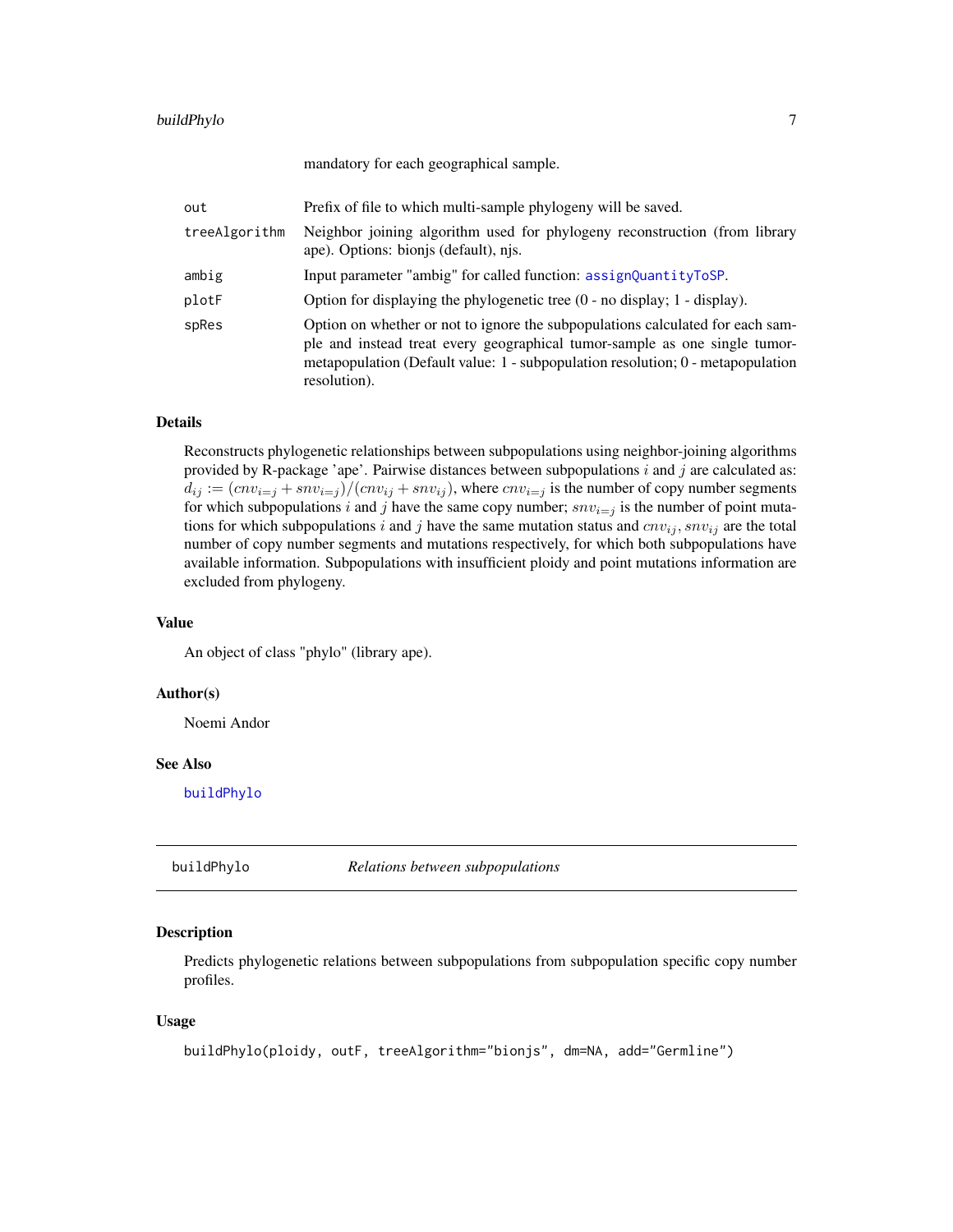mandatory for each geographical sample.

| | |
|---|---|
| out | Prefix of file to which multi-sample phylogeny will be saved. |
| treeAlgorithm | Neighbor joining algorithm used for phylogeny reconstruction (from library ape). Options: bionjs (default), njs. |
| ambig | Input parameter "ambig" for called function: assignQuantityToSP. |
| plotF | Option for displaying the phylogenetic tree (0 - no display; 1 - display). |
| spRes | Option on whether or not to ignore the subpopulations calculated for each sample and instead treat every geographical tumor-sample as one single tumor-metapopulation (Default value: 1 - subpopulation resolution; 0 - metapopulation resolution). |

### Details

Reconstructs phylogenetic relationships between subpopulations using neighbor-joining algorithms provided by R-package 'ape'. Pairwise distances between subpopulations $i$ and $j$ are calculated as: $d_{ij} := (cnv_{i=j} + snv_{i=j})/(cnv_{ij} + snv_{ij})$, where $cnv_{i=j}$ is the number of copy number segments for which subpopulations $i$ and $j$ have the same copy number; $snv_{i=j}$ is the number of point mutations for which subpopulations $i$ and $j$ have the same mutation status and $cnv_{ij}, snv_{ij}$ are the total number of copy number segments and mutations respectively, for which both subpopulations have available information. Subpopulations with insufficient ploidy and point mutations information are excluded from phylogeny.

### Value

An object of class "phylo" (library ape).

### Author(s)

Noemi Andor

### See Also

buildPhylo

---

## buildPhylo — *Relations between subpopulations*

### Description

Predicts phylogenetic relations between subpopulations from subpopulation specific copy number profiles.

### Usage

```
buildPhylo(ploidy, outF, treeAlgorithm="bionjs", dm=NA, add="Germline")
```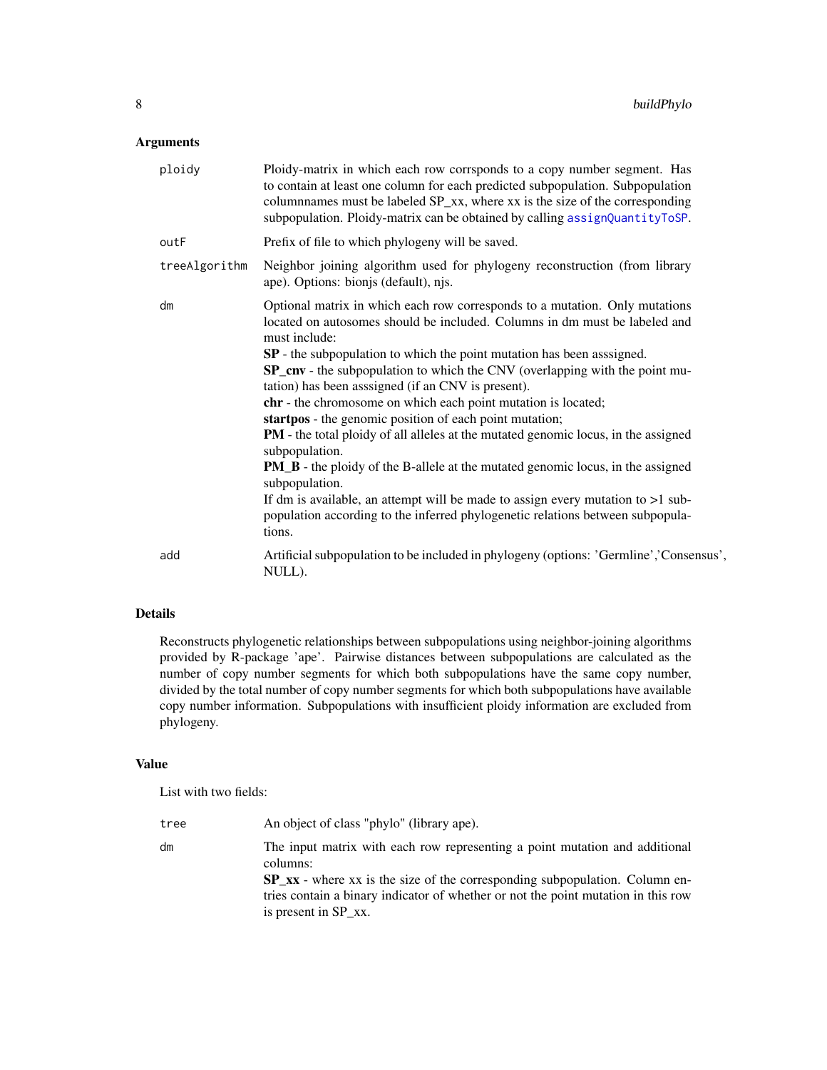## Arguments

| | |
|---|---|
| `ploidy` | Ploidy-matrix in which each row corrsponds to a copy number segment. Has to contain at least one column for each predicted subpopulation. Subpopulation columnnames must be labeled SP_xx, where xx is the size of the corresponding subpopulation. Ploidy-matrix can be obtained by calling `assignQuantityToSP`. |
| `outF` | Prefix of file to which phylogeny will be saved. |
| `treeAlgorithm` | Neighbor joining algorithm used for phylogeny reconstruction (from library ape). Options: bionjs (default), njs. |
| `dm` | Optional matrix in which each row corresponds to a mutation. Only mutations located on autosomes should be included. Columns in dm must be labeled and must include:<br>**SP** - the subpopulation to which the point mutation has been asssigned.<br>**SP_cnv** - the subpopulation to which the CNV (overlapping with the point mutation) has been asssigned (if an CNV is present).<br>**chr** - the chromosome on which each point mutation is located;<br>**startpos** - the genomic position of each point mutation;<br>**PM** - the total ploidy of all alleles at the mutated genomic locus, in the assigned subpopulation.<br>**PM_B** - the ploidy of the B-allele at the mutated genomic locus, in the assigned subpopulation.<br>If dm is available, an attempt will be made to assign every mutation to >1 subpopulation according to the inferred phylogenetic relations between subpopulations. |
| `add` | Artificial subpopulation to be included in phylogeny (options: 'Germline','Consensus', NULL). |

## Details

Reconstructs phylogenetic relationships between subpopulations using neighbor-joining algorithms provided by R-package 'ape'. Pairwise distances between subpopulations are calculated as the number of copy number segments for which both subpopulations have the same copy number, divided by the total number of copy number segments for which both subpopulations have available copy number information. Subpopulations with insufficient ploidy information are excluded from phylogeny.

## Value

List with two fields:

| | |
|---|---|
| `tree` | An object of class "phylo" (library ape). |
| `dm` | The input matrix with each row representing a point mutation and additional columns:<br>**SP_xx** - where xx is the size of the corresponding subpopulation. Column entries contain a binary indicator of whether or not the point mutation in this row is present in SP_xx. |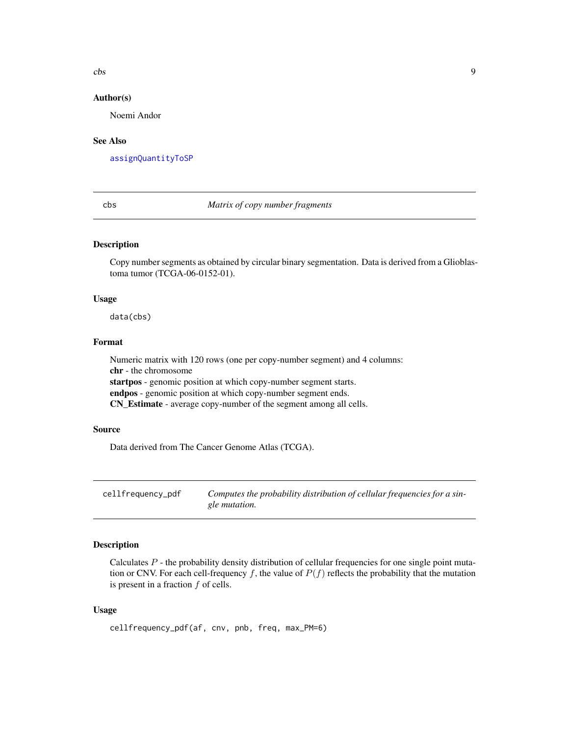### Author(s)

Noemi Andor

### See Also

assignQuantityToSP

---

## cbs — *Matrix of copy number fragments*

### Description

Copy number segments as obtained by circular binary segmentation. Data is derived from a Glioblastoma tumor (TCGA-06-0152-01).

### Usage

```
data(cbs)
```

### Format

Numeric matrix with 120 rows (one per copy-number segment) and 4 columns:
**chr** - the chromosome
**startpos** - genomic position at which copy-number segment starts.
**endpos** - genomic position at which copy-number segment ends.
**CN_Estimate** - average copy-number of the segment among all cells.

### Source

Data derived from The Cancer Genome Atlas (TCGA).

---

## cellfrequency_pdf — *Computes the probability distribution of cellular frequencies for a single mutation.*

### Description

Calculates $P$ - the probability density distribution of cellular frequencies for one single point mutation or CNV. For each cell-frequency $f$, the value of $P(f)$ reflects the probability that the mutation is present in a fraction $f$ of cells.

### Usage

```
cellfrequency_pdf(af, cnv, pnb, freq, max_PM=6)
```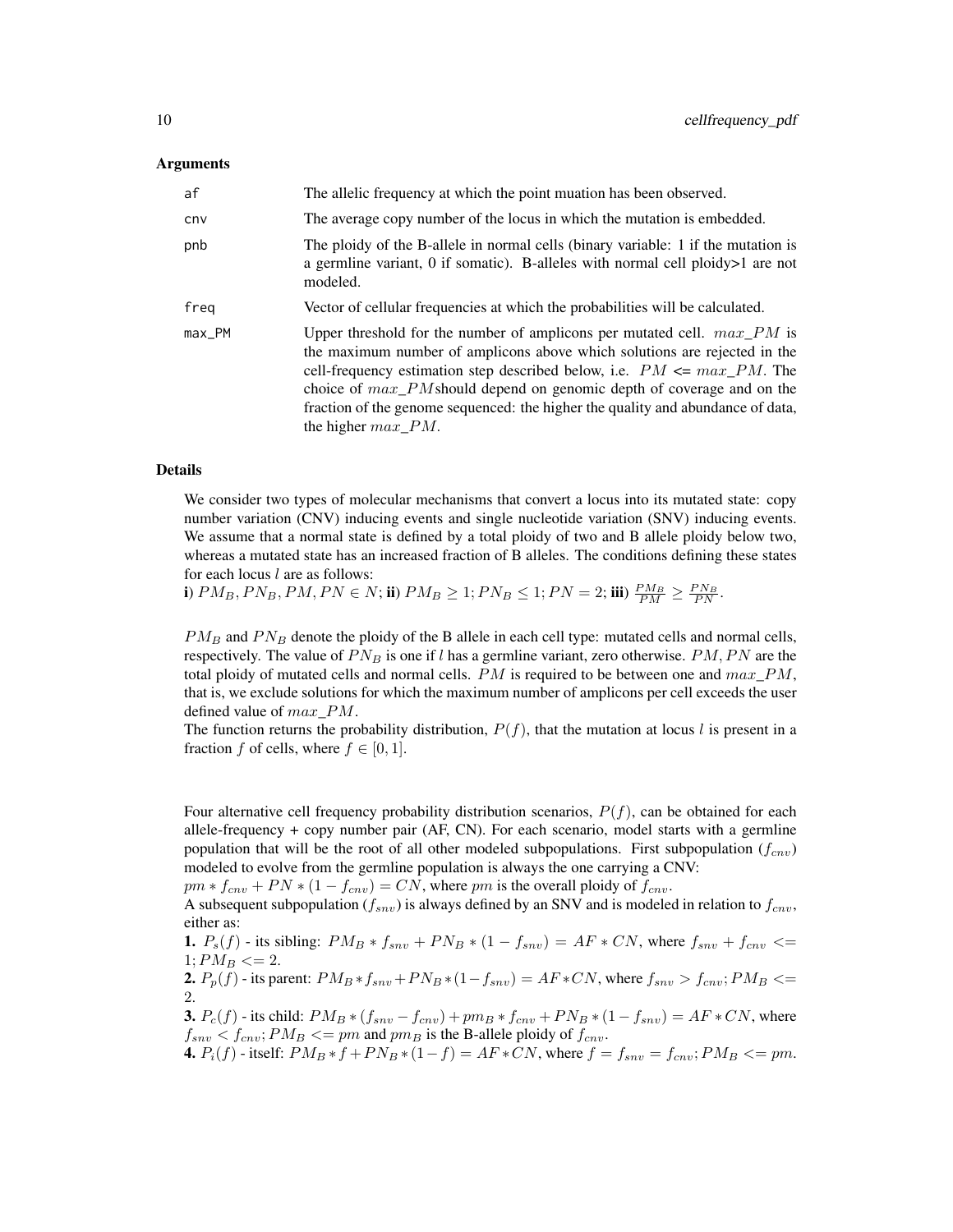### Arguments

| | |
|---|---|
| af | The allelic frequency at which the point muation has been observed. |
| cnv | The average copy number of the locus in which the mutation is embedded. |
| pnb | The ploidy of the B-allele in normal cells (binary variable: 1 if the mutation is a germline variant, 0 if somatic). B-alleles with normal cell ploidy>1 are not modeled. |
| freq | Vector of cellular frequencies at which the probabilities will be calculated. |
| max_PM | Upper threshold for the number of amplicons per mutated cell. $max\_PM$ is the maximum number of amplicons above which solutions are rejected in the cell-frequency estimation step described below, i.e. $PM <= max\_PM$. The choice of $max\_PM$should depend on genomic depth of coverage and on the fraction of the genome sequenced: the higher the quality and abundance of data, the higher $max\_PM$. |

### Details

We consider two types of molecular mechanisms that convert a locus into its mutated state: copy number variation (CNV) inducing events and single nucleotide variation (SNV) inducing events. We assume that a normal state is defined by a total ploidy of two and B allele ploidy below two, whereas a mutated state has an increased fraction of B alleles. The conditions defining these states for each locus $l$ are as follows:
**i)** $PM_B, PN_B, PM, PN \in N$; **ii)** $PM_B \geq 1; PN_B \leq 1; PN = 2$; **iii)** $\frac{PM_B}{PM} \geq \frac{PN_B}{PN}$.

$PM_B$ and $PN_B$ denote the ploidy of the B allele in each cell type: mutated cells and normal cells, respectively. The value of $PN_B$ is one if $l$ has a germline variant, zero otherwise. $PM, PN$ are the total ploidy of mutated cells and normal cells. $PM$ is required to be between one and $max\_PM$, that is, we exclude solutions for which the maximum number of amplicons per cell exceeds the user defined value of $max\_PM$.
The function returns the probability distribution, $P(f)$, that the mutation at locus $l$ is present in a fraction $f$ of cells, where $f \in [0, 1]$.

Four alternative cell frequency probability distribution scenarios, $P(f)$, can be obtained for each allele-frequency + copy number pair (AF, CN). For each scenario, model starts with a germline population that will be the root of all other modeled subpopulations. First subpopulation ($f_{cnv}$) modeled to evolve from the germline population is always the one carrying a CNV:
$pm * f_{cnv} + PN * (1 - f_{cnv}) = CN$, where $pm$ is the overall ploidy of $f_{cnv}$.
A subsequent subpopulation ($f_{snv}$) is always defined by an SNV and is modeled in relation to $f_{cnv}$, either as:
**1.** $P_s(f)$ - its sibling: $PM_B * f_{snv} + PN_B * (1 - f_{snv}) = AF * CN$, where $f_{snv} + f_{cnv} <= 1; PM_B <= 2$.
**2.** $P_p(f)$ - its parent: $PM_B * f_{snv} + PN_B * (1 - f_{snv}) = AF * CN$, where $f_{snv} > f_{cnv}; PM_B <= 2$.
**3.** $P_c(f)$ - its child: $PM_B * (f_{snv} - f_{cnv}) + pm_B * f_{cnv} + PN_B * (1 - f_{snv}) = AF * CN$, where $f_{snv} < f_{cnv}; PM_B <= pm$ and $pm_B$ is the B-allele ploidy of $f_{cnv}$.
**4.** $P_i(f)$ - itself: $PM_B * f + PN_B * (1 - f) = AF * CN$, where $f = f_{snv} = f_{cnv}; PM_B <= pm$.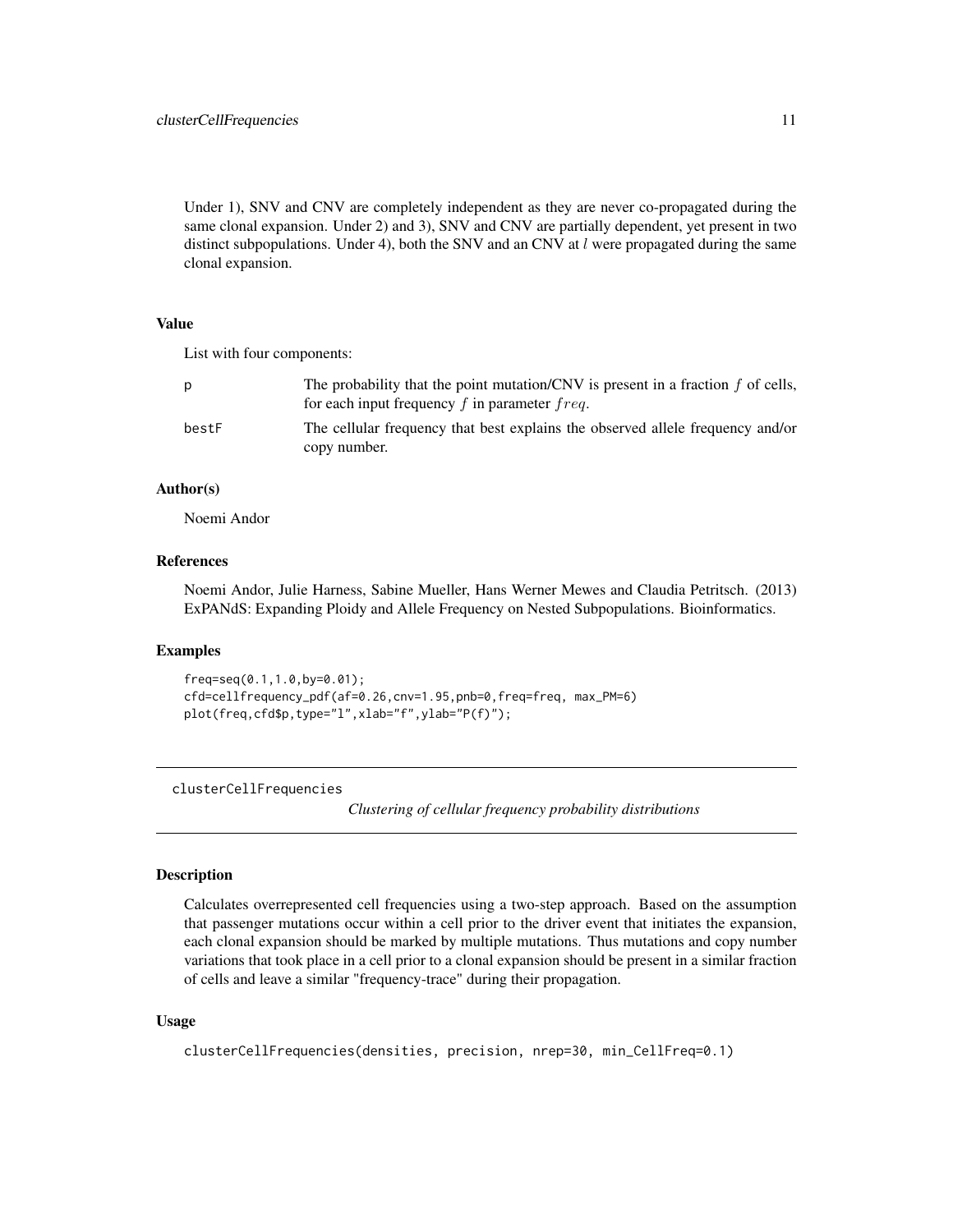Under 1), SNV and CNV are completely independent as they are never co-propagated during the same clonal expansion. Under 2) and 3), SNV and CNV are partially dependent, yet present in two distinct subpopulations. Under 4), both the SNV and an CNV at $l$ were propagated during the same clonal expansion.

### Value

List with four components:

| | |
|---|---|
| p | The probability that the point mutation/CNV is present in a fraction $f$ of cells, for each input frequency $f$ in parameter $freq$. |
| bestF | The cellular frequency that best explains the observed allele frequency and/or copy number. |

### Author(s)

Noemi Andor

### References

Noemi Andor, Julie Harness, Sabine Mueller, Hans Werner Mewes and Claudia Petritsch. (2013) ExPANdS: Expanding Ploidy and Allele Frequency on Nested Subpopulations. Bioinformatics.

### Examples

```
freq=seq(0.1,1.0,by=0.01);
cfd=cellfrequency_pdf(af=0.26,cnv=1.95,pnb=0,freq=freq, max_PM=6)
plot(freq,cfd$p,type="l",xlab="f",ylab="P(f)");
```

---

## clusterCellFrequencies

*Clustering of cellular frequency probability distributions*

---

### Description

Calculates overrepresented cell frequencies using a two-step approach. Based on the assumption that passenger mutations occur within a cell prior to the driver event that initiates the expansion, each clonal expansion should be marked by multiple mutations. Thus mutations and copy number variations that took place in a cell prior to a clonal expansion should be present in a similar fraction of cells and leave a similar "frequency-trace" during their propagation.

### Usage

```
clusterCellFrequencies(densities, precision, nrep=30, min_CellFreq=0.1)
```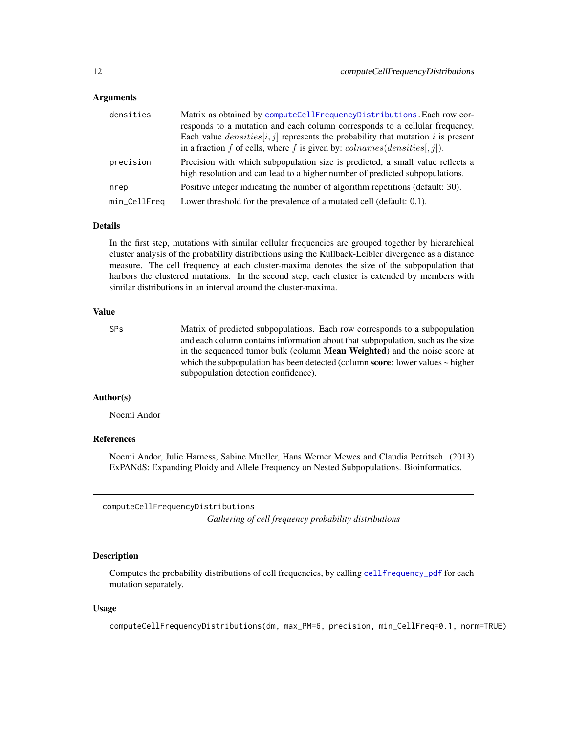### Arguments

| | |
|---|---|
| densities | Matrix as obtained by computeCellFrequencyDistributions. Each row corresponds to a mutation and each column corresponds to a cellular frequency. Each value $densities[i, j]$ represents the probability that mutation $i$ is present in a fraction $f$ of cells, where $f$ is given by: $colnames(densities[, j])$. |
| precision | Precision with which subpopulation size is predicted, a small value reflects a high resolution and can lead to a higher number of predicted subpopulations. |
| nrep | Positive integer indicating the number of algorithm repetitions (default: 30). |
| min_CellFreq | Lower threshold for the prevalence of a mutated cell (default: 0.1). |

### Details

In the first step, mutations with similar cellular frequencies are grouped together by hierarchical cluster analysis of the probability distributions using the Kullback-Leibler divergence as a distance measure. The cell frequency at each cluster-maxima denotes the size of the subpopulation that harbors the clustered mutations. In the second step, each cluster is extended by members with similar distributions in an interval around the cluster-maxima.

### Value

| | |
|---|---|
| SPs | Matrix of predicted subpopulations. Each row corresponds to a subpopulation and each column contains information about that subpopulation, such as the size in the sequenced tumor bulk (column **Mean Weighted**) and the noise score at which the subpopulation has been detected (column **score**: lower values ~ higher subpopulation detection confidence). |

### Author(s)

Noemi Andor

### References

Noemi Andor, Julie Harness, Sabine Mueller, Hans Werner Mewes and Claudia Petritsch. (2013) ExPANdS: Expanding Ploidy and Allele Frequency on Nested Subpopulations. Bioinformatics.

---

## computeCellFrequencyDistributions

*Gathering of cell frequency probability distributions*

### Description

Computes the probability distributions of cell frequencies, by calling cellfrequency_pdf for each mutation separately.

### Usage

```
computeCellFrequencyDistributions(dm, max_PM=6, precision, min_CellFreq=0.1, norm=TRUE)
```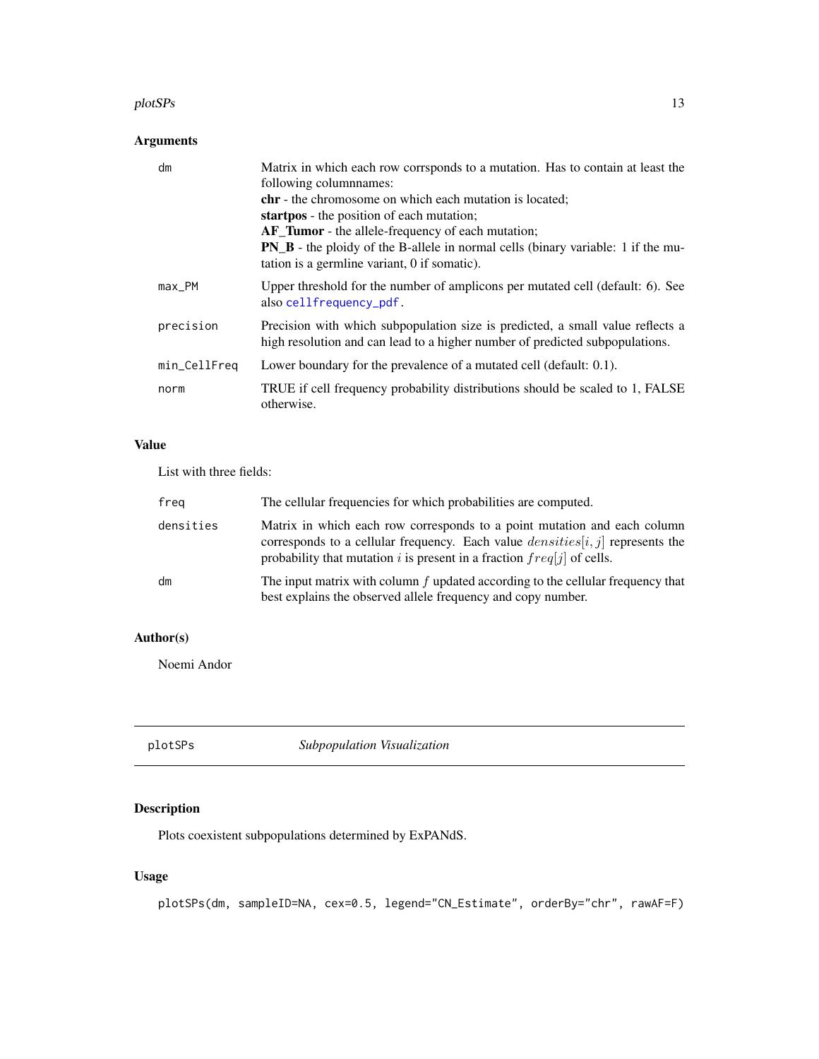## Arguments

| | |
|---|---|
| `dm` | Matrix in which each row corrsponds to a mutation. Has to contain at least the following columnnames:<br>**chr** - the chromosome on which each mutation is located;<br>**startpos** - the position of each mutation;<br>**AF_Tumor** - the allele-frequency of each mutation;<br>**PN_B** - the ploidy of the B-allele in normal cells (binary variable: 1 if the mutation is a germline variant, 0 if somatic). |
| `max_PM` | Upper threshold for the number of amplicons per mutated cell (default: 6). See also `cellfrequency_pdf`. |
| `precision` | Precision with which subpopulation size is predicted, a small value reflects a high resolution and can lead to a higher number of predicted subpopulations. |
| `min_CellFreq` | Lower boundary for the prevalence of a mutated cell (default: 0.1). |
| `norm` | TRUE if cell frequency probability distributions should be scaled to 1, FALSE otherwise. |

## Value

List with three fields:

| | |
|---|---|
| `freq` | The cellular frequencies for which probabilities are computed. |
| `densities` | Matrix in which each row corresponds to a point mutation and each column corresponds to a cellular frequency. Each value $densities[i, j]$ represents the probability that mutation $i$ is present in a fraction $freq[j]$ of cells. |
| `dm` | The input matrix with column $f$ updated according to the cellular frequency that best explains the observed allele frequency and copy number. |

## Author(s)

Noemi Andor

---

# plotSPs *Subpopulation Visualization*

## Description

Plots coexistent subpopulations determined by ExPANdS.

## Usage

```
plotSPs(dm, sampleID=NA, cex=0.5, legend="CN_Estimate", orderBy="chr", rawAF=F)
```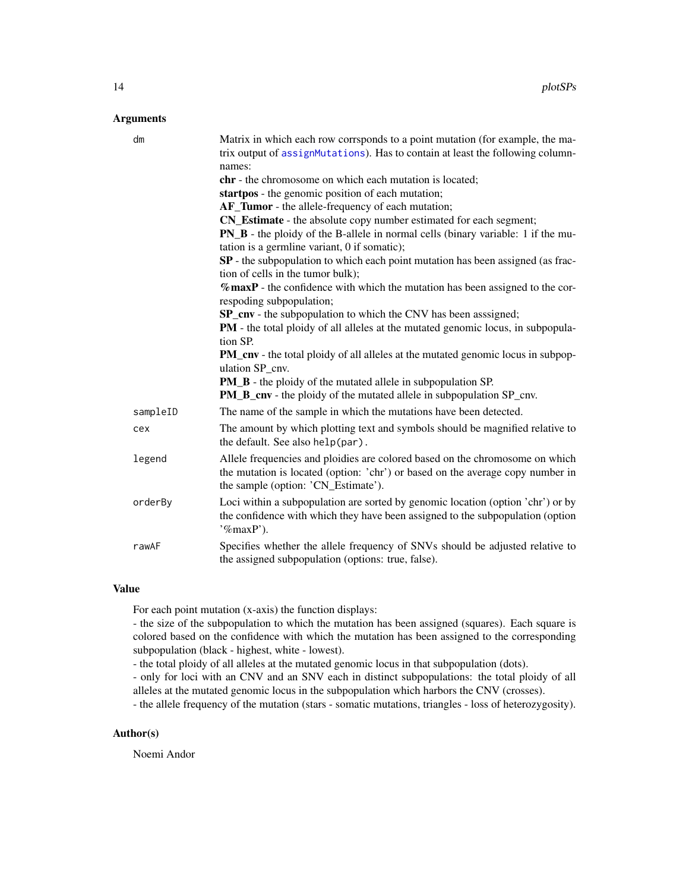### Arguments

| | |
|---|---|
| `dm` | Matrix in which each row corrsponds to a point mutation (for example, the matrix output of `assignMutations`). Has to contain at least the following column-names:<br>**chr** - the chromosome on which each mutation is located;<br>**startpos** - the genomic position of each mutation;<br>**AF_Tumor** - the allele-frequency of each mutation;<br>**CN_Estimate** - the absolute copy number estimated for each segment;<br>**PN_B** - the ploidy of the B-allele in normal cells (binary variable: 1 if the mutation is a germline variant, 0 if somatic);<br>**SP** - the subpopulation to which each point mutation has been assigned (as fraction of cells in the tumor bulk);<br>**%maxP** - the confidence with which the mutation has been assigned to the correspoding subpopulation;<br>**SP_cnv** - the subpopulation to which the CNV has been asssigned;<br>**PM** - the total ploidy of all alleles at the mutated genomic locus, in subpopulation SP.<br>**PM_cnv** - the total ploidy of all alleles at the mutated genomic locus in subpopulation SP_cnv.<br>**PM_B** - the ploidy of the mutated allele in subpopulation SP.<br>**PM_B_cnv** - the ploidy of the mutated allele in subpopulation SP_cnv. |
| `sampleID` | The name of the sample in which the mutations have been detected. |
| `cex` | The amount by which plotting text and symbols should be magnified relative to the default. See also `help(par)`. |
| `legend` | Allele frequencies and ploidies are colored based on the chromosome on which the mutation is located (option: 'chr') or based on the average copy number in the sample (option: 'CN_Estimate'). |
| `orderBy` | Loci within a subpopulation are sorted by genomic location (option 'chr') or by the confidence with which they have been assigned to the subpopulation (option '%maxP'). |
| `rawAF` | Specifies whether the allele frequency of SNVs should be adjusted relative to the assigned subpopulation (options: true, false). |

### Value

For each point mutation (x-axis) the function displays:
- the size of the subpopulation to which the mutation has been assigned (squares). Each square is colored based on the confidence with which the mutation has been assigned to the corresponding subpopulation (black - highest, white - lowest).
- the total ploidy of all alleles at the mutated genomic locus in that subpopulation (dots).
- only for loci with an CNV and an SNV each in distinct subpopulations: the total ploidy of all alleles at the mutated genomic locus in the subpopulation which harbors the CNV (crosses).
- the allele frequency of the mutation (stars - somatic mutations, triangles - loss of heterozygosity).

### Author(s)

Noemi Andor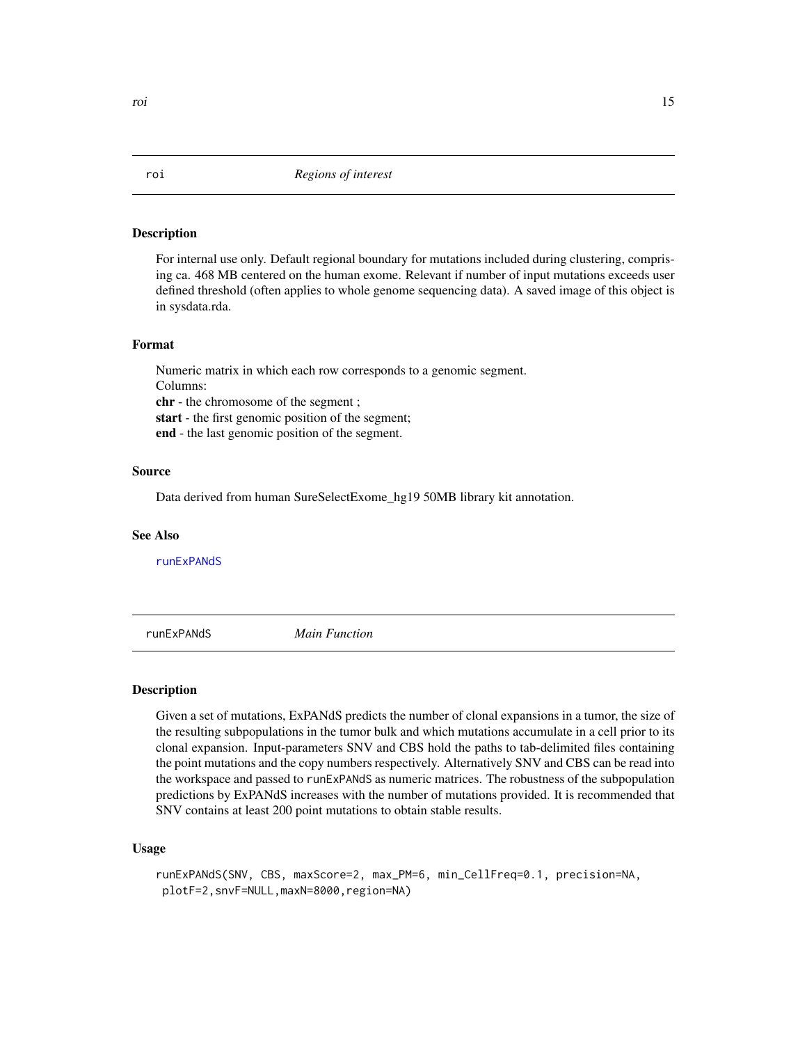## roi — *Regions of interest*

### Description

For internal use only. Default regional boundary for mutations included during clustering, comprising ca. 468 MB centered on the human exome. Relevant if number of input mutations exceeds user defined threshold (often applies to whole genome sequencing data). A saved image of this object is in sysdata.rda.

### Format

Numeric matrix in which each row corresponds to a genomic segment.
Columns:
**chr** - the chromosome of the segment ;
**start** - the first genomic position of the segment;
**end** - the last genomic position of the segment.

### Source

Data derived from human SureSelectExome_hg19 50MB library kit annotation.

### See Also

runExPANdS

## runExPANdS — *Main Function*

### Description

Given a set of mutations, ExPANdS predicts the number of clonal expansions in a tumor, the size of the resulting subpopulations in the tumor bulk and which mutations accumulate in a cell prior to its clonal expansion. Input-parameters SNV and CBS hold the paths to tab-delimited files containing the point mutations and the copy numbers respectively. Alternatively SNV and CBS can be read into the workspace and passed to `runExPANdS` as numeric matrices. The robustness of the subpopulation predictions by ExPANdS increases with the number of mutations provided. It is recommended that SNV contains at least 200 point mutations to obtain stable results.

### Usage

```
runExPANdS(SNV, CBS, maxScore=2, max_PM=6, min_CellFreq=0.1, precision=NA,
 plotF=2,snvF=NULL,maxN=8000,region=NA)
```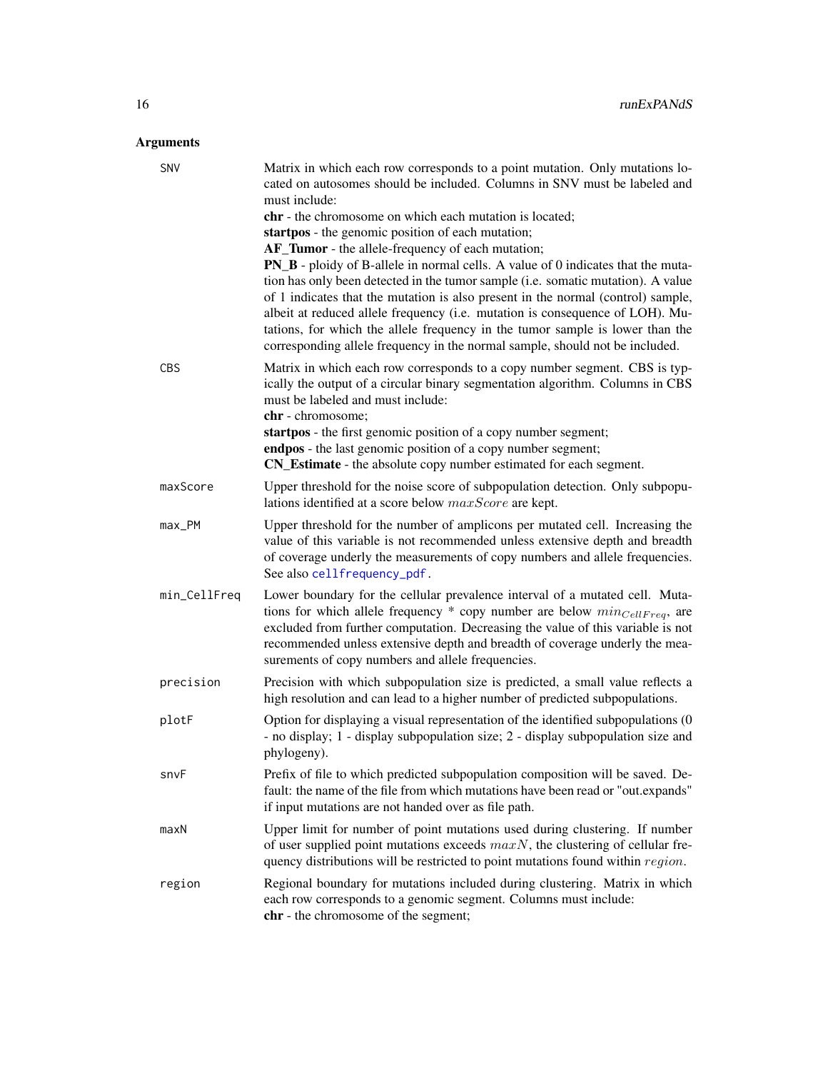## Arguments

**SNV**
: Matrix in which each row corresponds to a point mutation. Only mutations located on autosomes should be included. Columns in SNV must be labeled and must include:
**chr** - the chromosome on which each mutation is located;
**startpos** - the genomic position of each mutation;
**AF_Tumor** - the allele-frequency of each mutation;
**PN_B** - ploidy of B-allele in normal cells. A value of 0 indicates that the mutation has only been detected in the tumor sample (i.e. somatic mutation). A value of 1 indicates that the mutation is also present in the normal (control) sample, albeit at reduced allele frequency (i.e. mutation is consequence of LOH). Mutations, for which the allele frequency in the tumor sample is lower than the corresponding allele frequency in the normal sample, should not be included.

**CBS**
: Matrix in which each row corresponds to a copy number segment. CBS is typically the output of a circular binary segmentation algorithm. Columns in CBS must be labeled and must include:
**chr** - chromosome;
**startpos** - the first genomic position of a copy number segment;
**endpos** - the last genomic position of a copy number segment;
**CN_Estimate** - the absolute copy number estimated for each segment.

**maxScore**
: Upper threshold for the noise score of subpopulation detection. Only subpopulations identified at a score below $maxScore$ are kept.

**max_PM**
: Upper threshold for the number of amplicons per mutated cell. Increasing the value of this variable is not recommended unless extensive depth and breadth of coverage underly the measurements of copy numbers and allele frequencies. See also cellfrequency_pdf.

**min_CellFreq**
: Lower boundary for the cellular prevalence interval of a mutated cell. Mutations for which allele frequency * copy number are below $min_{CellFreq}$, are excluded from further computation. Decreasing the value of this variable is not recommended unless extensive depth and breadth of coverage underly the measurements of copy numbers and allele frequencies.

**precision**
: Precision with which subpopulation size is predicted, a small value reflects a high resolution and can lead to a higher number of predicted subpopulations.

**plotF**
: Option for displaying a visual representation of the identified subpopulations (0 - no display; 1 - display subpopulation size; 2 - display subpopulation size and phylogeny).

**snvF**
: Prefix of file to which predicted subpopulation composition will be saved. Default: the name of the file from which mutations have been read or "out.expands" if input mutations are not handed over as file path.

**maxN**
: Upper limit for number of point mutations used during clustering. If number of user supplied point mutations exceeds $maxN$, the clustering of cellular frequency distributions will be restricted to point mutations found within $region$.

**region**
: Regional boundary for mutations included during clustering. Matrix in which each row corresponds to a genomic segment. Columns must include:
**chr** - the chromosome of the segment;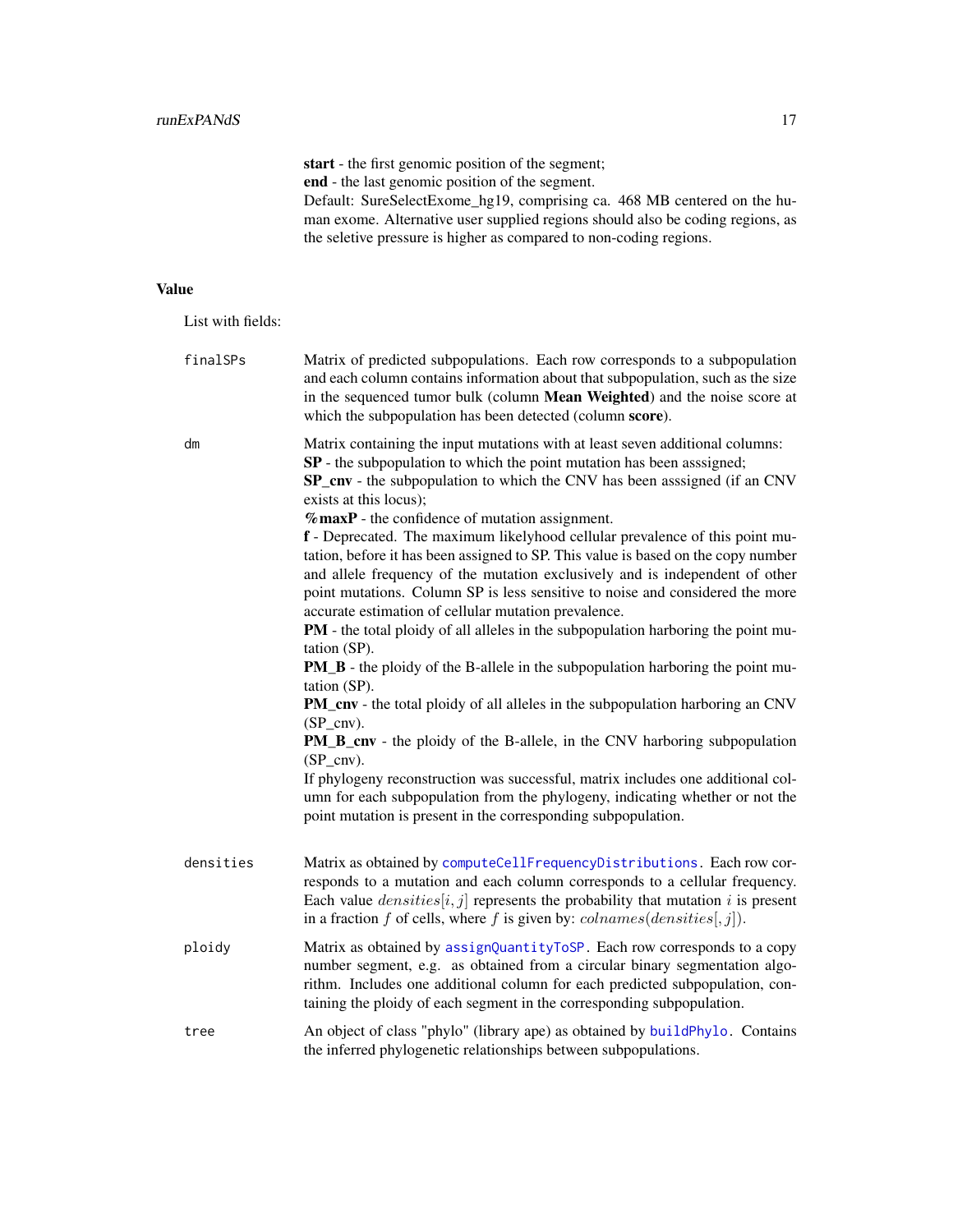**start** - the first genomic position of the segment;
**end** - the last genomic position of the segment.
Default: SureSelectExome_hg19, comprising ca. 468 MB centered on the human exome. Alternative user supplied regions should also be coding regions, as the seletive pressure is higher as compared to non-coding regions.

## Value

List with fields:

`finalSPs` Matrix of predicted subpopulations. Each row corresponds to a subpopulation and each column contains information about that subpopulation, such as the size in the sequenced tumor bulk (column **Mean Weighted**) and the noise score at which the subpopulation has been detected (column **score**).

`dm` Matrix containing the input mutations with at least seven additional columns:
**SP** - the subpopulation to which the point mutation has been asssigned;
**SP_cnv** - the subpopulation to which the CNV has been asssigned (if an CNV exists at this locus);
**%maxP** - the confidence of mutation assignment.
**f** - Deprecated. The maximum likelyhood cellular prevalence of this point mutation, before it has been assigned to SP. This value is based on the copy number and allele frequency of the mutation exclusively and is independent of other point mutations. Column SP is less sensitive to noise and considered the more accurate estimation of cellular mutation prevalence.
**PM** - the total ploidy of all alleles in the subpopulation harboring the point mutation (SP).
**PM_B** - the ploidy of the B-allele in the subpopulation harboring the point mutation (SP).
**PM_cnv** - the total ploidy of all alleles in the subpopulation harboring an CNV (SP_cnv).
**PM_B_cnv** - the ploidy of the B-allele, in the CNV harboring subpopulation (SP_cnv).
If phylogeny reconstruction was successful, matrix includes one additional column for each subpopulation from the phylogeny, indicating whether or not the point mutation is present in the corresponding subpopulation.

`densities` Matrix as obtained by `computeCellFrequencyDistributions`. Each row corresponds to a mutation and each column corresponds to a cellular frequency. Each value $densities[i, j]$ represents the probability that mutation $i$ is present in a fraction $f$ of cells, where $f$ is given by: $colnames(densities[, j])$.

`ploidy` Matrix as obtained by `assignQuantityToSP`. Each row corresponds to a copy number segment, e.g. as obtained from a circular binary segmentation algorithm. Includes one additional column for each predicted subpopulation, containing the ploidy of each segment in the corresponding subpopulation.

`tree` An object of class "phylo" (library ape) as obtained by `buildPhylo`. Contains the inferred phylogenetic relationships between subpopulations.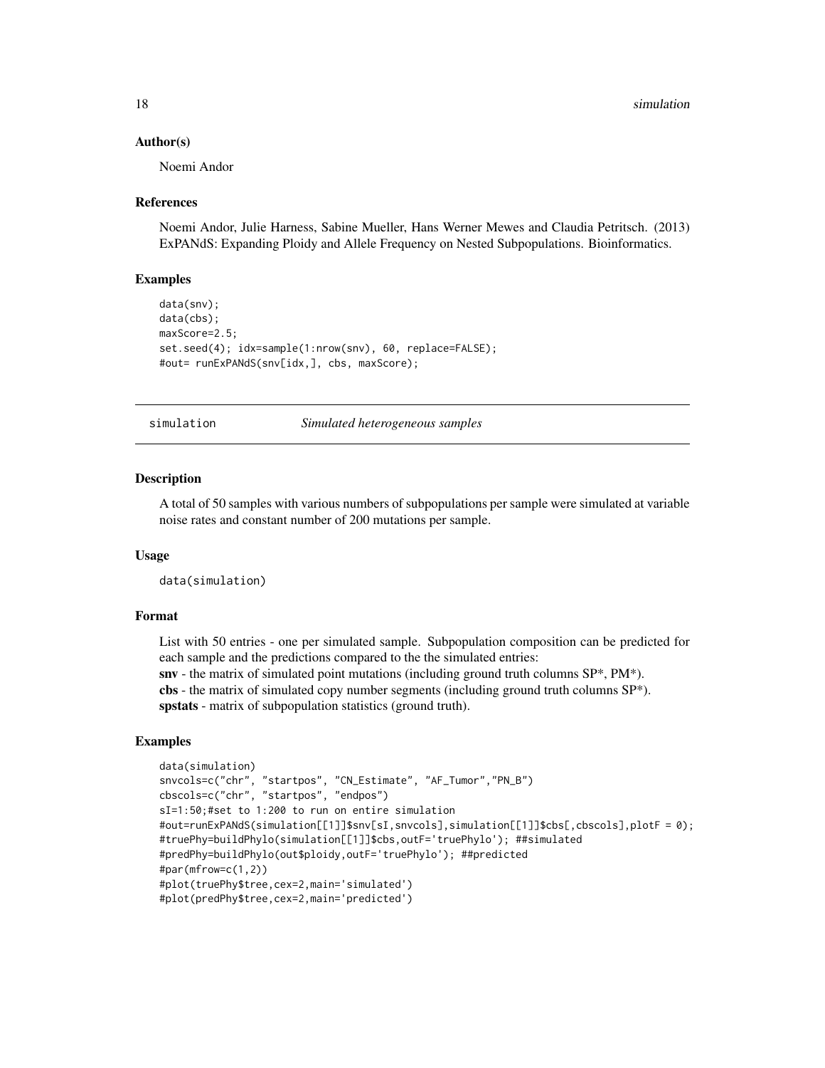### Author(s)

Noemi Andor

### References

Noemi Andor, Julie Harness, Sabine Mueller, Hans Werner Mewes and Claudia Petritsch. (2013) ExPANdS: Expanding Ploidy and Allele Frequency on Nested Subpopulations. Bioinformatics.

### Examples

```
data(snv);
data(cbs);
maxScore=2.5;
set.seed(4); idx=sample(1:nrow(snv), 60, replace=FALSE);
#out= runExPANdS(snv[idx,], cbs, maxScore);
```

---

## simulation &nbsp;&nbsp;&nbsp;&nbsp; *Simulated heterogeneous samples*

---

### Description

A total of 50 samples with various numbers of subpopulations per sample were simulated at variable noise rates and constant number of 200 mutations per sample.

### Usage

```
data(simulation)
```

### Format

List with 50 entries - one per simulated sample. Subpopulation composition can be predicted for each sample and the predictions compared to the the simulated entries:
**snv** - the matrix of simulated point mutations (including ground truth columns SP*, PM*).
**cbs** - the matrix of simulated copy number segments (including ground truth columns SP*).
**spstats** - matrix of subpopulation statistics (ground truth).

### Examples

```
data(simulation)
snvcols=c("chr", "startpos", "CN_Estimate", "AF_Tumor","PN_B")
cbscols=c("chr", "startpos", "endpos")
sI=1:50;#set to 1:200 to run on entire simulation
#out=runExPANdS(simulation[[1]]$snv[sI,snvcols],simulation[[1]]$cbs[,cbscols],plotF = 0);
#truePhy=buildPhylo(simulation[[1]]$cbs,outF='truePhylo'); ##simulated
#predPhy=buildPhylo(out$ploidy,outF='truePhylo'); ##predicted
#par(mfrow=c(1,2))
#plot(truePhy$tree,cex=2,main='simulated')
#plot(predPhy$tree,cex=2,main='predicted')
```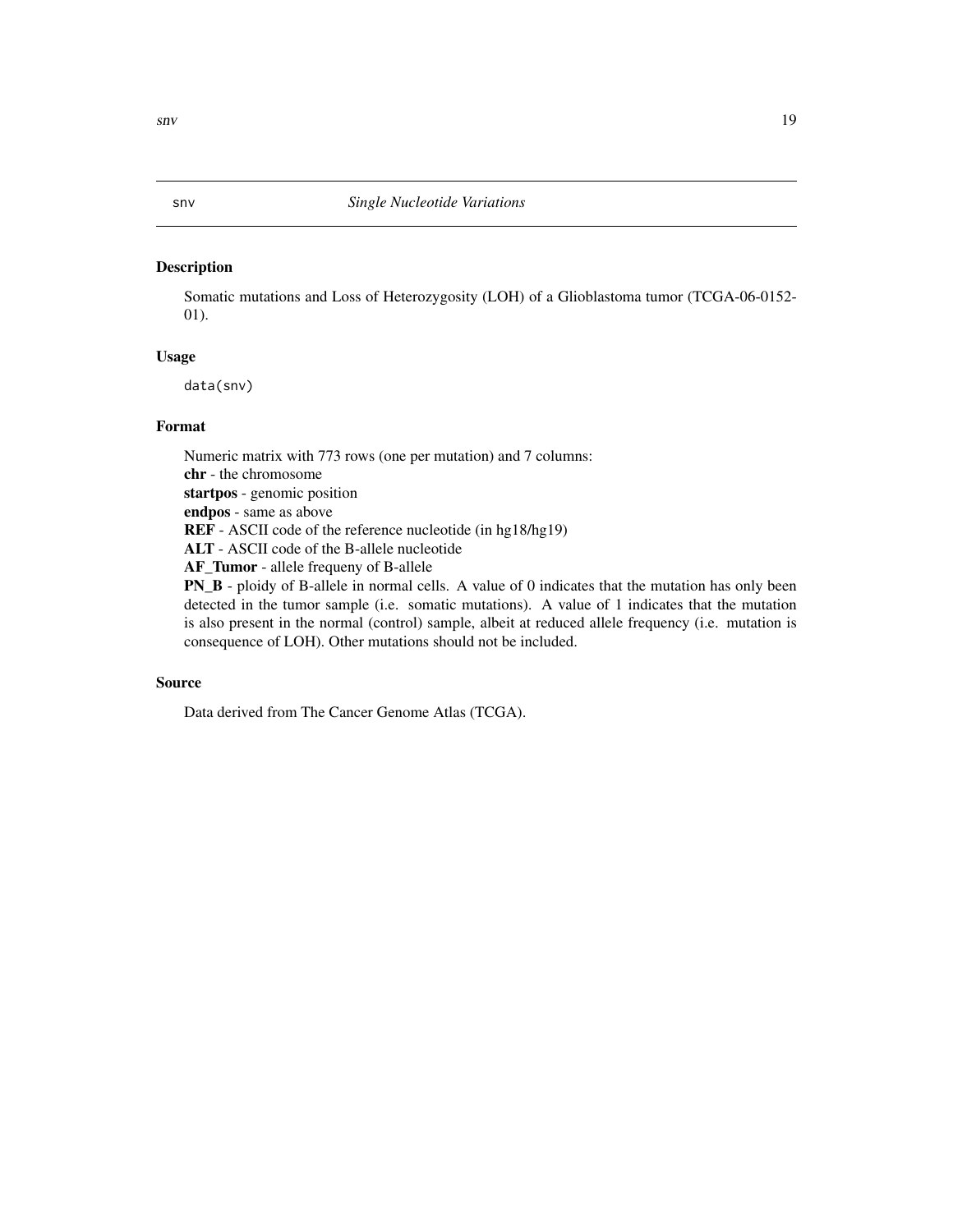snv *Single Nucleotide Variations*

## Description

Somatic mutations and Loss of Heterozygosity (LOH) of a Glioblastoma tumor (TCGA-06-0152-01).

## Usage

```
data(snv)
```

## Format

Numeric matrix with 773 rows (one per mutation) and 7 columns:
**chr** - the chromosome
**startpos** - genomic position
**endpos** - same as above
**REF** - ASCII code of the reference nucleotide (in hg18/hg19)
**ALT** - ASCII code of the B-allele nucleotide
**AF_Tumor** - allele frequeny of B-allele
**PN_B** - ploidy of B-allele in normal cells. A value of 0 indicates that the mutation has only been detected in the tumor sample (i.e. somatic mutations). A value of 1 indicates that the mutation is also present in the normal (control) sample, albeit at reduced allele frequency (i.e. mutation is consequence of LOH). Other mutations should not be included.

## Source

Data derived from The Cancer Genome Atlas (TCGA).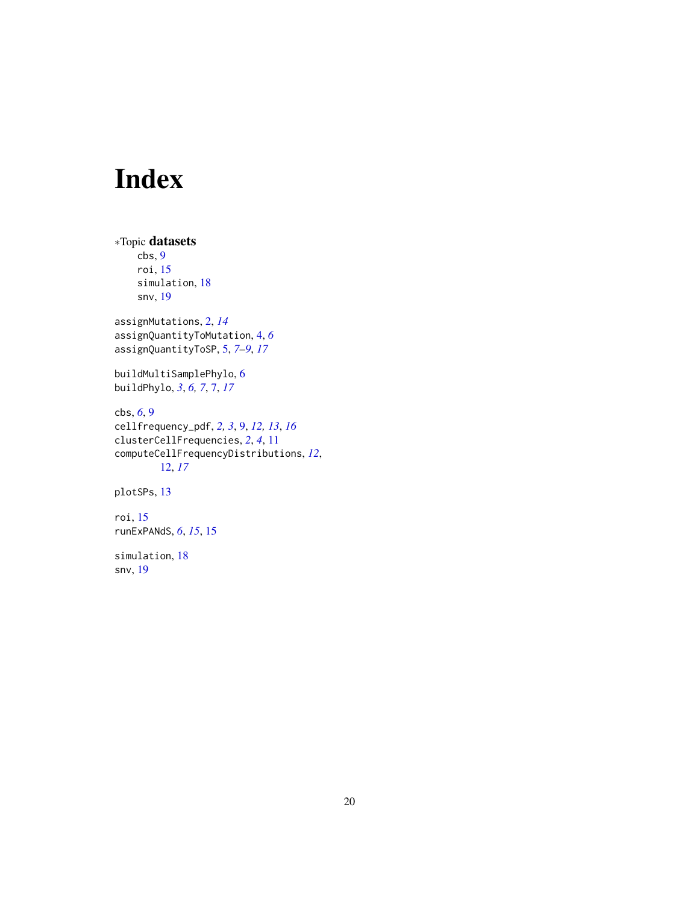# Index

*Topic **datasets**

- cbs, 9
- roi, 15
- simulation, 18
- snv, 19

assignMutations, 2, *14*
assignQuantityToMutation, 4, *6*
assignQuantityToSP, 5, *7–9*, *17*

buildMultiSamplePhylo, 6
buildPhylo, *3*, *6, 7*, 7, *17*

cbs, *6*, 9
cellfrequency_pdf, *2, 3*, 9, *12, 13*, *16*
clusterCellFrequencies, *2*, *4*, 11
computeCellFrequencyDistributions, *12*, 12, *17*

plotSPs, 13

roi, 15
runExPANdS, *6*, *15*, 15

simulation, 18
snv, 19